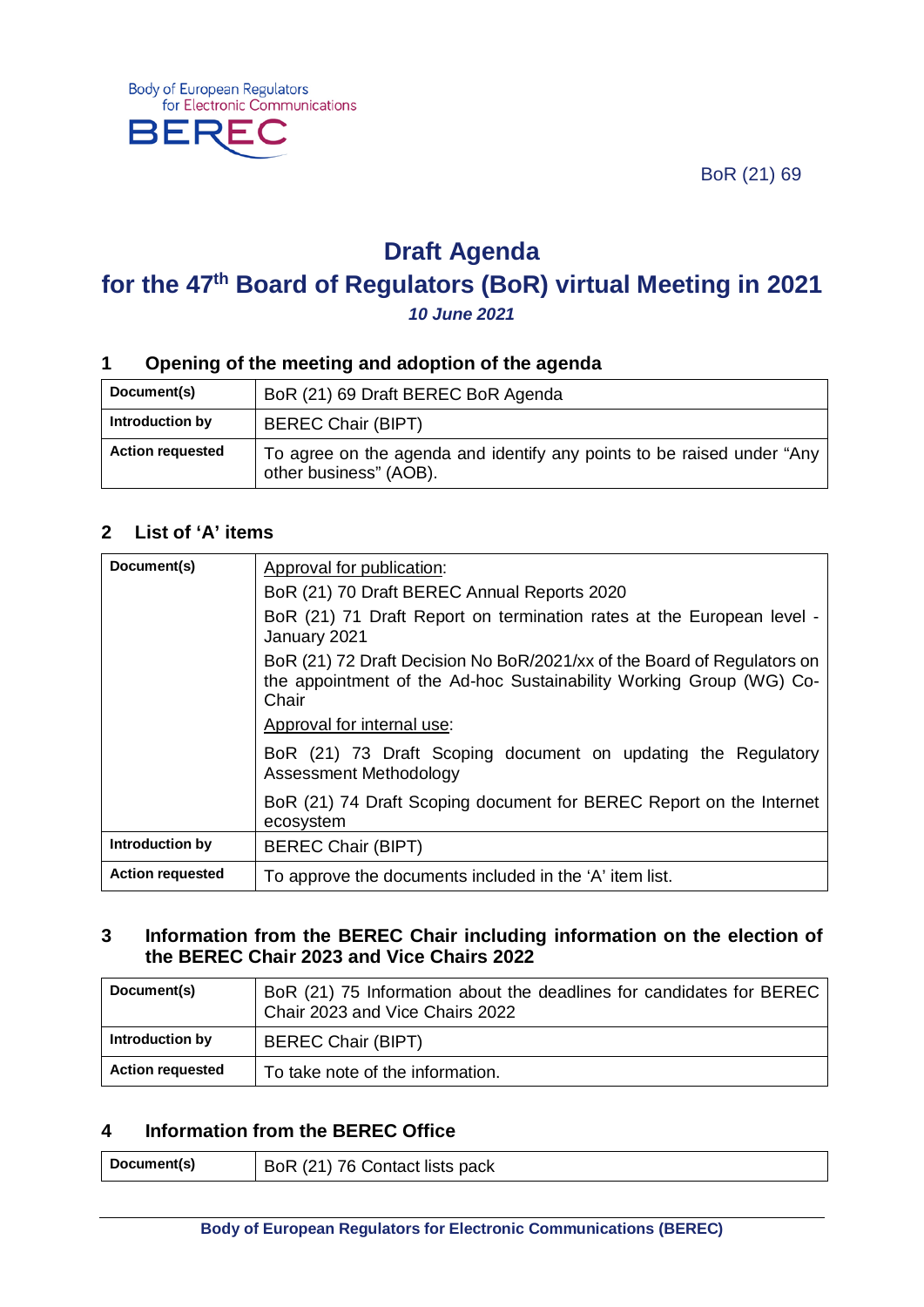Body of European Regulators for Electronic Communications

BEREC

BoR (21) 69

# Draft Agenda

# for the 47th Board of Regulators (BoR) virtual Meeting in 2021

***10 June 2021***

## 1 Opening of the meeting and adoption of the agenda

| | |
|---|---|
| **Document(s)** | BoR (21) 69 Draft BEREC BoR Agenda |
| **Introduction by** | BEREC Chair (BIPT) |
| **Action requested** | To agree on the agenda and identify any points to be raised under "Any other business" (AOB). |

## 2 List of 'A' items

| | |
|---|---|
| **Document(s)** | Approval for publication:<br>BoR (21) 70 Draft BEREC Annual Reports 2020<br>BoR (21) 71 Draft Report on termination rates at the European level - January 2021<br>BoR (21) 72 Draft Decision No BoR/2021/xx of the Board of Regulators on the appointment of the Ad-hoc Sustainability Working Group (WG) Co-Chair<br>Approval for internal use:<br>BoR (21) 73 Draft Scoping document on updating the Regulatory Assessment Methodology<br>BoR (21) 74 Draft Scoping document for BEREC Report on the Internet ecosystem |
| **Introduction by** | BEREC Chair (BIPT) |
| **Action requested** | To approve the documents included in the 'A' item list. |

## 3 Information from the BEREC Chair including information on the election of the BEREC Chair 2023 and Vice Chairs 2022

| | |
|---|---|
| **Document(s)** | BoR (21) 75 Information about the deadlines for candidates for BEREC Chair 2023 and Vice Chairs 2022 |
| **Introduction by** | BEREC Chair (BIPT) |
| **Action requested** | To take note of the information. |

## 4 Information from the BEREC Office

| | |
|---|---|
| **Document(s)** | BoR (21) 76 Contact lists pack |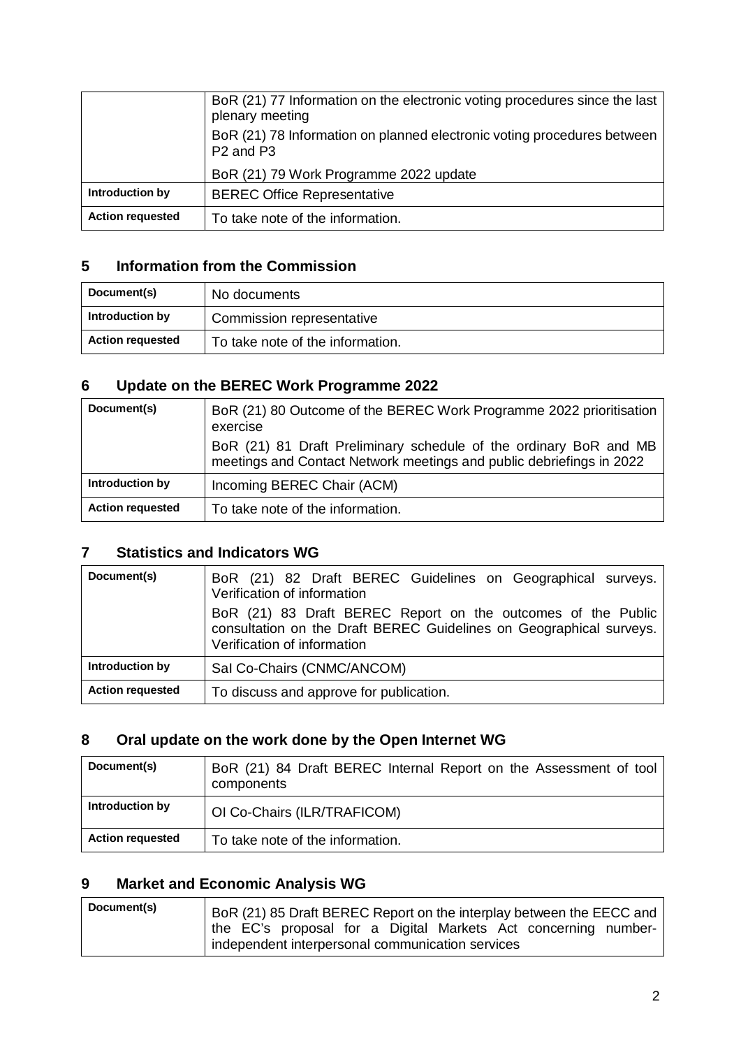| | |
|---|---|
| | BoR (21) 77 Information on the electronic voting procedures since the last plenary meeting<br>BoR (21) 78 Information on planned electronic voting procedures between P2 and P3<br>BoR (21) 79 Work Programme 2022 update |
| **Introduction by** | BEREC Office Representative |
| **Action requested** | To take note of the information. |

## 5 Information from the Commission

| | |
|---|---|
| **Document(s)** | No documents |
| **Introduction by** | Commission representative |
| **Action requested** | To take note of the information. |

## 6 Update on the BEREC Work Programme 2022

| | |
|---|---|
| **Document(s)** | BoR (21) 80 Outcome of the BEREC Work Programme 2022 prioritisation exercise<br>BoR (21) 81 Draft Preliminary schedule of the ordinary BoR and MB meetings and Contact Network meetings and public debriefings in 2022 |
| **Introduction by** | Incoming BEREC Chair (ACM) |
| **Action requested** | To take note of the information. |

## 7 Statistics and Indicators WG

| | |
|---|---|
| **Document(s)** | BoR (21) 82 Draft BEREC Guidelines on Geographical surveys. Verification of information<br>BoR (21) 83 Draft BEREC Report on the outcomes of the Public consultation on the Draft BEREC Guidelines on Geographical surveys. Verification of information |
| **Introduction by** | SaI Co-Chairs (CNMC/ANCOM) |
| **Action requested** | To discuss and approve for publication. |

## 8 Oral update on the work done by the Open Internet WG

| | |
|---|---|
| **Document(s)** | BoR (21) 84 Draft BEREC Internal Report on the Assessment of tool components |
| **Introduction by** | OI Co-Chairs (ILR/TRAFICOM) |
| **Action requested** | To take note of the information. |

## 9 Market and Economic Analysis WG

| | |
|---|---|
| **Document(s)** | BoR (21) 85 Draft BEREC Report on the interplay between the EECC and the EC's proposal for a Digital Markets Act concerning number-independent interpersonal communication services |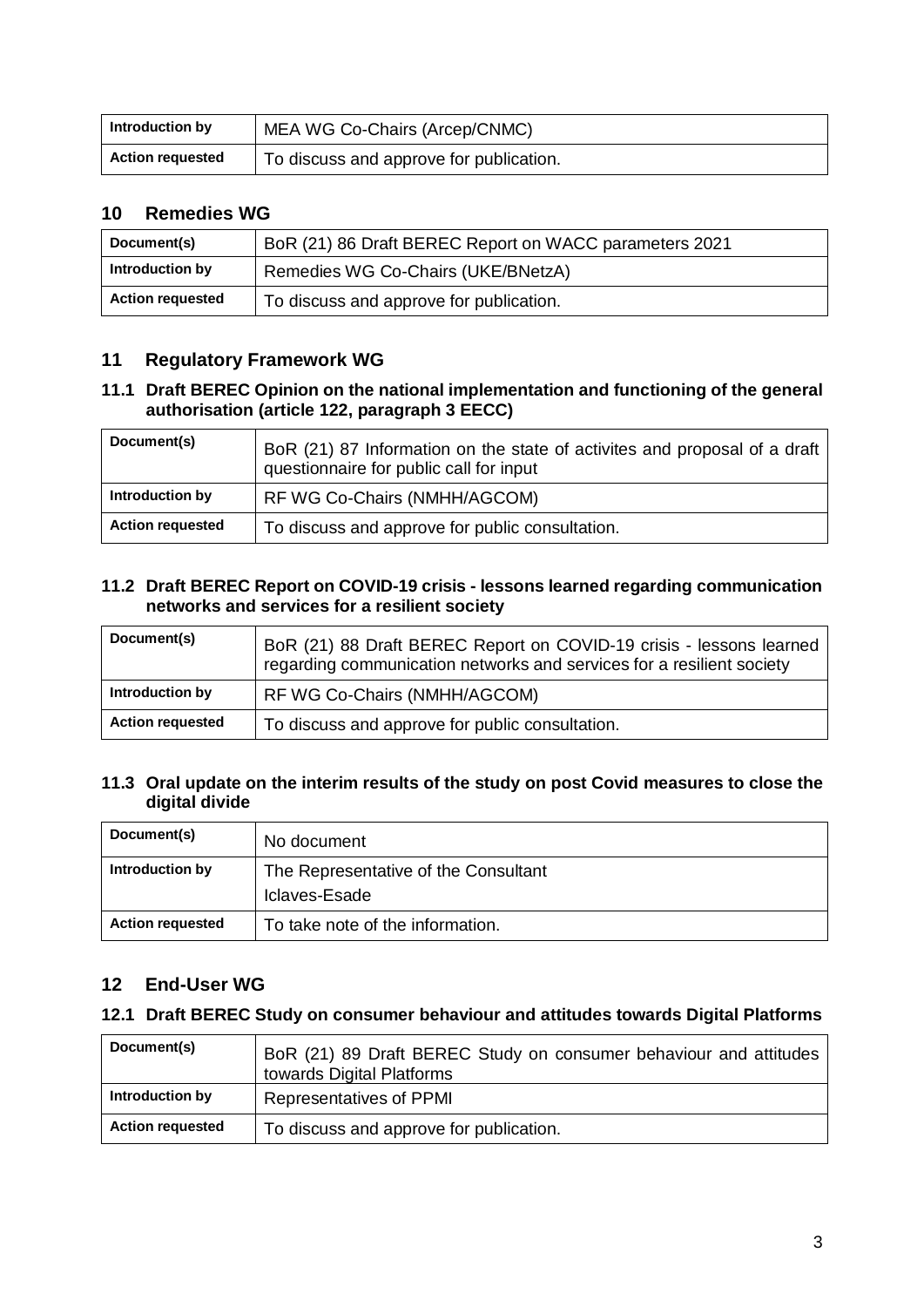| Introduction by | MEA WG Co-Chairs (Arcep/CNMC) |
|---|---|
| **Action requested** | To discuss and approve for publication. |

## 10 Remedies WG

| Document(s) | BoR (21) 86 Draft BEREC Report on WACC parameters 2021 |
|---|---|
| **Introduction by** | Remedies WG Co-Chairs (UKE/BNetzA) |
| **Action requested** | To discuss and approve for publication. |

## 11 Regulatory Framework WG

### 11.1 Draft BEREC Opinion on the national implementation and functioning of the general authorisation (article 122, paragraph 3 EECC)

| Document(s) | BoR (21) 87 Information on the state of activites and proposal of a draft questionnaire for public call for input |
|---|---|
| **Introduction by** | RF WG Co-Chairs (NMHH/AGCOM) |
| **Action requested** | To discuss and approve for public consultation. |

### 11.2 Draft BEREC Report on COVID-19 crisis - lessons learned regarding communication networks and services for a resilient society

| Document(s) | BoR (21) 88 Draft BEREC Report on COVID-19 crisis - lessons learned regarding communication networks and services for a resilient society |
|---|---|
| **Introduction by** | RF WG Co-Chairs (NMHH/AGCOM) |
| **Action requested** | To discuss and approve for public consultation. |

### 11.3 Oral update on the interim results of the study on post Covid measures to close the digital divide

| Document(s) | No document |
|---|---|
| **Introduction by** | The Representative of the Consultant Iclaves-Esade |
| **Action requested** | To take note of the information. |

## 12 End-User WG

### 12.1 Draft BEREC Study on consumer behaviour and attitudes towards Digital Platforms

| Document(s) | BoR (21) 89 Draft BEREC Study on consumer behaviour and attitudes towards Digital Platforms |
|---|---|
| **Introduction by** | Representatives of PPMI |
| **Action requested** | To discuss and approve for publication. |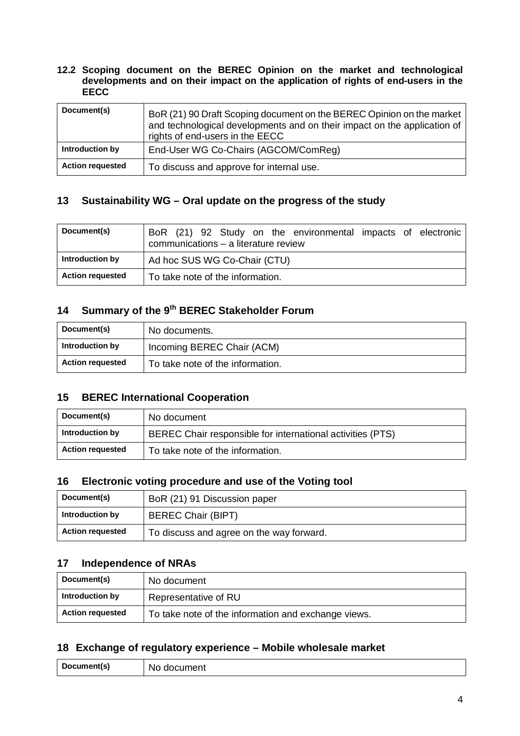### 12.2 Scoping document on the BEREC Opinion on the market and technological developments and on their impact on the application of rights of end-users in the EECC

| Document(s) | BoR (21) 90 Draft Scoping document on the BEREC Opinion on the market and technological developments and on their impact on the application of rights of end-users in the EECC |
|---|---|
| Introduction by | End-User WG Co-Chairs (AGCOM/ComReg) |
| Action requested | To discuss and approve for internal use. |

## 13 Sustainability WG – Oral update on the progress of the study

| Document(s) | BoR (21) 92 Study on the environmental impacts of electronic communications – a literature review |
|---|---|
| Introduction by | Ad hoc SUS WG Co-Chair (CTU) |
| Action requested | To take note of the information. |

## 14 Summary of the 9th BEREC Stakeholder Forum

| Document(s) | No documents. |
|---|---|
| Introduction by | Incoming BEREC Chair (ACM) |
| Action requested | To take note of the information. |

## 15 BEREC International Cooperation

| Document(s) | No document |
|---|---|
| Introduction by | BEREC Chair responsible for international activities (PTS) |
| Action requested | To take note of the information. |

## 16 Electronic voting procedure and use of the Voting tool

| Document(s) | BoR (21) 91 Discussion paper |
|---|---|
| Introduction by | BEREC Chair (BIPT) |
| Action requested | To discuss and agree on the way forward. |

## 17 Independence of NRAs

| Document(s) | No document |
|---|---|
| Introduction by | Representative of RU |
| Action requested | To take note of the information and exchange views. |

## 18 Exchange of regulatory experience – Mobile wholesale market

| Document(s) | No document |
|---|---|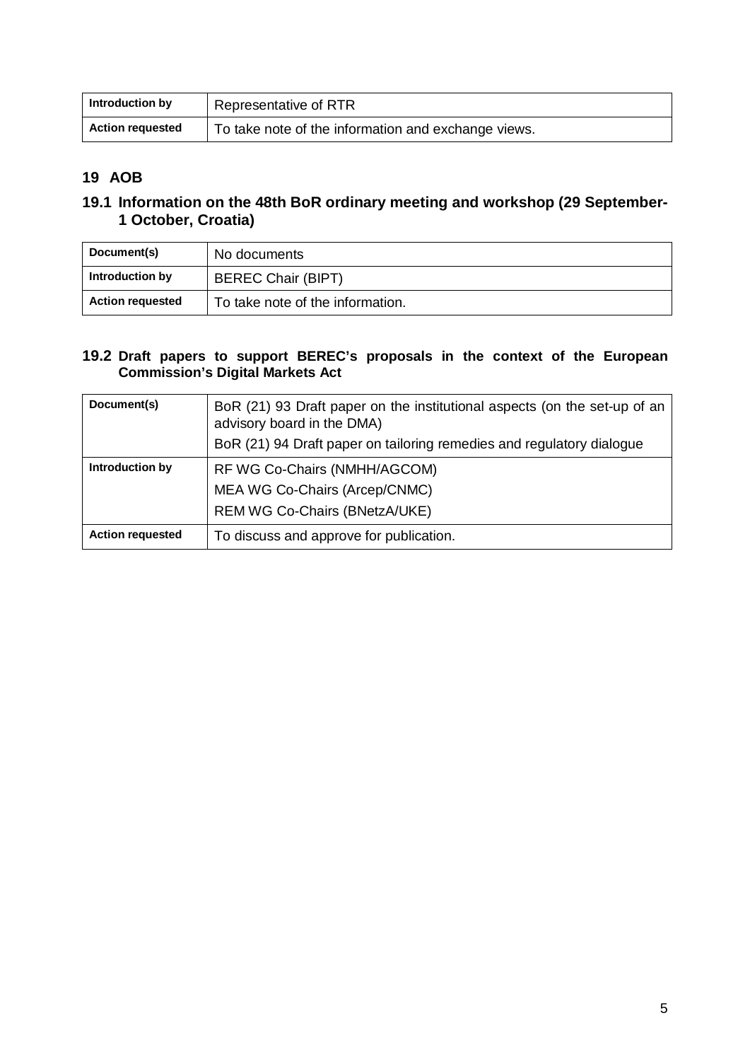| | |
|---|---|
| **Introduction by** | Representative of RTR |
| **Action requested** | To take note of the information and exchange views. |

## 19 AOB

### 19.1 Information on the 48th BoR ordinary meeting and workshop (29 September-1 October, Croatia)

| | |
|---|---|
| **Document(s)** | No documents |
| **Introduction by** | BEREC Chair (BIPT) |
| **Action requested** | To take note of the information. |

### 19.2 Draft papers to support BEREC's proposals in the context of the European Commission's Digital Markets Act

| | |
|---|---|
| **Document(s)** | BoR (21) 93 Draft paper on the institutional aspects (on the set-up of an advisory board in the DMA)<br>BoR (21) 94 Draft paper on tailoring remedies and regulatory dialogue |
| **Introduction by** | RF WG Co-Chairs (NMHH/AGCOM)<br>MEA WG Co-Chairs (Arcep/CNMC)<br>REM WG Co-Chairs (BNetzA/UKE) |
| **Action requested** | To discuss and approve for publication. |